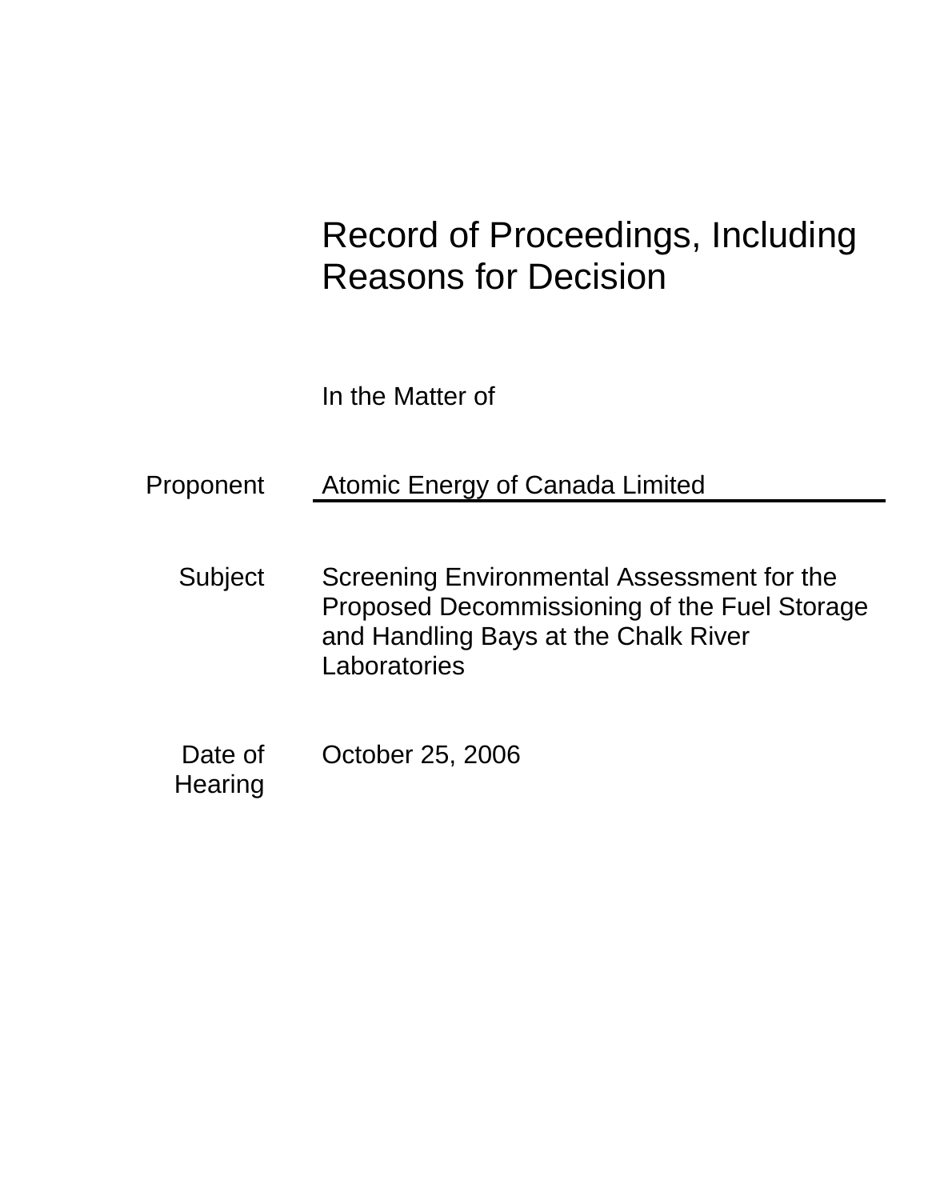# Record of Proceedings, Including Reasons for Decision

In the Matter of

| | |
|---|---|
| Proponent | Atomic Energy of Canada Limited |
| Subject | Screening Environmental Assessment for the Proposed Decommissioning of the Fuel Storage and Handling Bays at the Chalk River Laboratories |
| Date of Hearing | October 25, 2006 |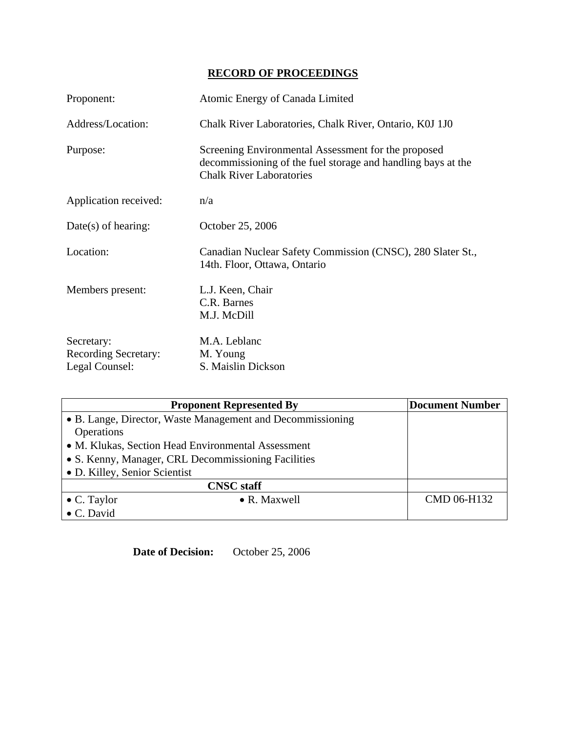## RECORD OF PROCEEDINGS

| | |
|---|---|
| Proponent: | Atomic Energy of Canada Limited |
| Address/Location: | Chalk River Laboratories, Chalk River, Ontario, K0J 1J0 |
| Purpose: | Screening Environmental Assessment for the proposed decommissioning of the fuel storage and handling bays at the Chalk River Laboratories |
| Application received: | n/a |
| Date(s) of hearing: | October 25, 2006 |
| Location: | Canadian Nuclear Safety Commission (CNSC), 280 Slater St., 14th. Floor, Ottawa, Ontario |
| Members present: | L.J. Keen, Chair<br>C.R. Barnes<br>M.J. McDill |
| Secretary: | M.A. Leblanc |
| Recording Secretary: | M. Young |
| Legal Counsel: | S. Maislin Dickson |

| Proponent Represented By | | Document Number |
|---|---|---|
| • B. Lange, Director, Waste Management and Decommissioning Operations<br>• M. Klukas, Section Head Environmental Assessment<br>• S. Kenny, Manager, CRL Decommissioning Facilities<br>• D. Killey, Senior Scientist | | |
| **CNSC staff** | | |
| • C. Taylor<br>• C. David | • R. Maxwell | CMD 06-H132 |

**Date of Decision:** October 25, 2006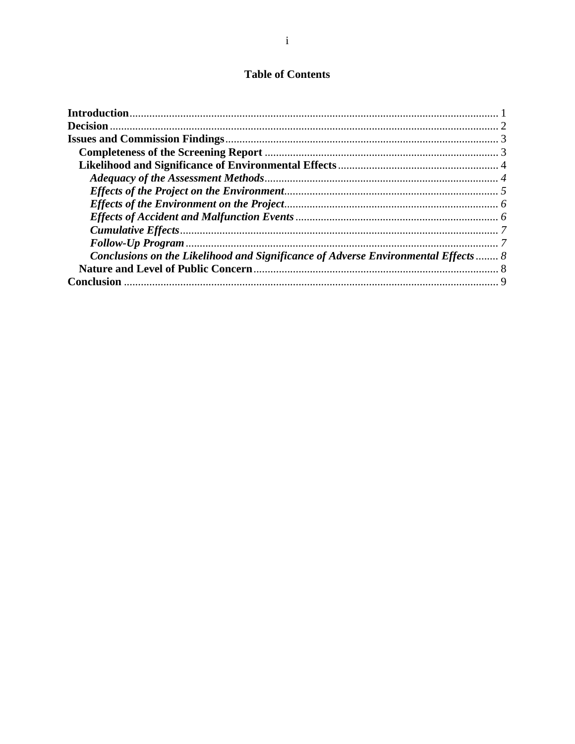# Table of Contents

**Introduction** .... 1
**Decision** .... 2
**Issues and Commission Findings** .... 3
- **Completeness of the Screening Report** .... 3
- **Likelihood and Significance of Environmental Effects** .... 4
  - ***Adequacy of the Assessment Methods*** .... *4*
  - ***Effects of the Project on the Environment*** .... *5*
  - ***Effects of the Environment on the Project*** .... *6*
  - ***Effects of Accident and Malfunction Events*** .... *6*
  - ***Cumulative Effects*** .... *7*
  - ***Follow-Up Program*** .... *7*
  - ***Conclusions on the Likelihood and Significance of Adverse Environmental Effects*** .... *8*
- **Nature and Level of Public Concern** .... 8

**Conclusion** .... 9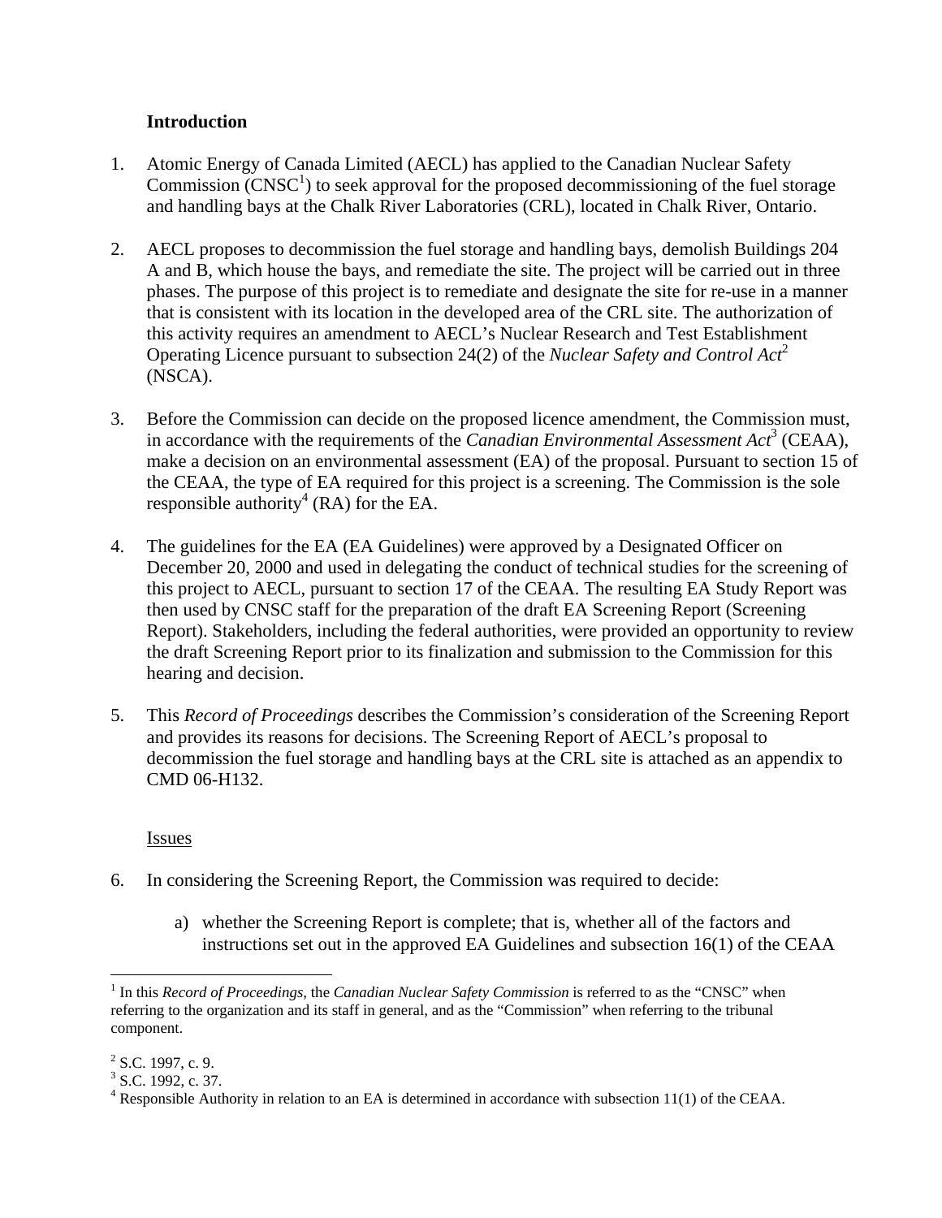**Introduction**

1. Atomic Energy of Canada Limited (AECL) has applied to the Canadian Nuclear Safety Commission (CNSC[1]) to seek approval for the proposed decommissioning of the fuel storage and handling bays at the Chalk River Laboratories (CRL), located in Chalk River, Ontario.

2. AECL proposes to decommission the fuel storage and handling bays, demolish Buildings 204 A and B, which house the bays, and remediate the site. The project will be carried out in three phases. The purpose of this project is to remediate and designate the site for re-use in a manner that is consistent with its location in the developed area of the CRL site. The authorization of this activity requires an amendment to AECL's Nuclear Research and Test Establishment Operating Licence pursuant to subsection 24(2) of the *Nuclear Safety and Control Act*[2] (NSCA).

3. Before the Commission can decide on the proposed licence amendment, the Commission must, in accordance with the requirements of the *Canadian Environmental Assessment Act*[3] (CEAA), make a decision on an environmental assessment (EA) of the proposal. Pursuant to section 15 of the CEAA, the type of EA required for this project is a screening. The Commission is the sole responsible authority[4] (RA) for the EA.

4. The guidelines for the EA (EA Guidelines) were approved by a Designated Officer on December 20, 2000 and used in delegating the conduct of technical studies for the screening of this project to AECL, pursuant to section 17 of the CEAA. The resulting EA Study Report was then used by CNSC staff for the preparation of the draft EA Screening Report (Screening Report). Stakeholders, including the federal authorities, were provided an opportunity to review the draft Screening Report prior to its finalization and submission to the Commission for this hearing and decision.

5. This *Record of Proceedings* describes the Commission's consideration of the Screening Report and provides its reasons for decisions. The Screening Report of AECL's proposal to decommission the fuel storage and handling bays at the CRL site is attached as an appendix to CMD 06-H132.

Issues

6. In considering the Screening Report, the Commission was required to decide:

   a) whether the Screening Report is complete; that is, whether all of the factors and instructions set out in the approved EA Guidelines and subsection 16(1) of the CEAA

---

[1] In this *Record of Proceedings*, the *Canadian Nuclear Safety Commission* is referred to as the "CNSC" when referring to the organization and its staff in general, and as the "Commission" when referring to the tribunal component.

[2] S.C. 1997, c. 9.

[3] S.C. 1992, c. 37.

[4] Responsible Authority in relation to an EA is determined in accordance with subsection 11(1) of the CEAA.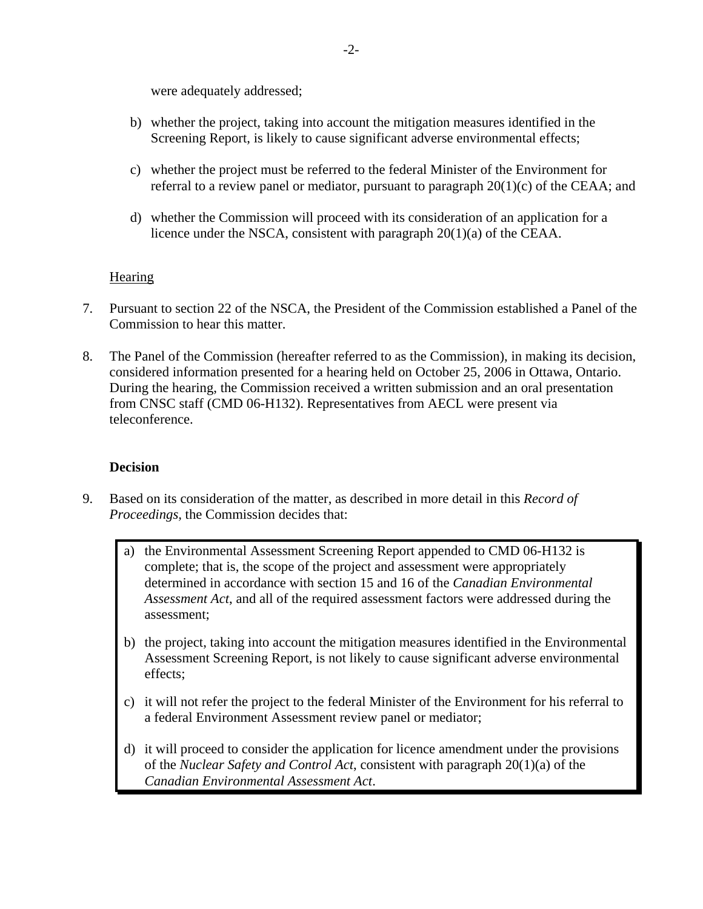were adequately addressed;

b) whether the project, taking into account the mitigation measures identified in the Screening Report, is likely to cause significant adverse environmental effects;

c) whether the project must be referred to the federal Minister of the Environment for referral to a review panel or mediator, pursuant to paragraph 20(1)(c) of the CEAA; and

d) whether the Commission will proceed with its consideration of an application for a licence under the NSCA, consistent with paragraph 20(1)(a) of the CEAA.

Hearing

7. Pursuant to section 22 of the NSCA, the President of the Commission established a Panel of the Commission to hear this matter.

8. The Panel of the Commission (hereafter referred to as the Commission), in making its decision, considered information presented for a hearing held on October 25, 2006 in Ottawa, Ontario. During the hearing, the Commission received a written submission and an oral presentation from CNSC staff (CMD 06-H132). Representatives from AECL were present via teleconference.

**Decision**

9. Based on its consideration of the matter, as described in more detail in this *Record of Proceedings,* the Commission decides that:

> a) the Environmental Assessment Screening Report appended to CMD 06-H132 is complete; that is, the scope of the project and assessment were appropriately determined in accordance with section 15 and 16 of the *Canadian Environmental Assessment Act*, and all of the required assessment factors were addressed during the assessment;
>
> b) the project, taking into account the mitigation measures identified in the Environmental Assessment Screening Report, is not likely to cause significant adverse environmental effects;
>
> c) it will not refer the project to the federal Minister of the Environment for his referral to a federal Environment Assessment review panel or mediator;
>
> d) it will proceed to consider the application for licence amendment under the provisions of the *Nuclear Safety and Control Act*, consistent with paragraph 20(1)(a) of the *Canadian Environmental Assessment Act*.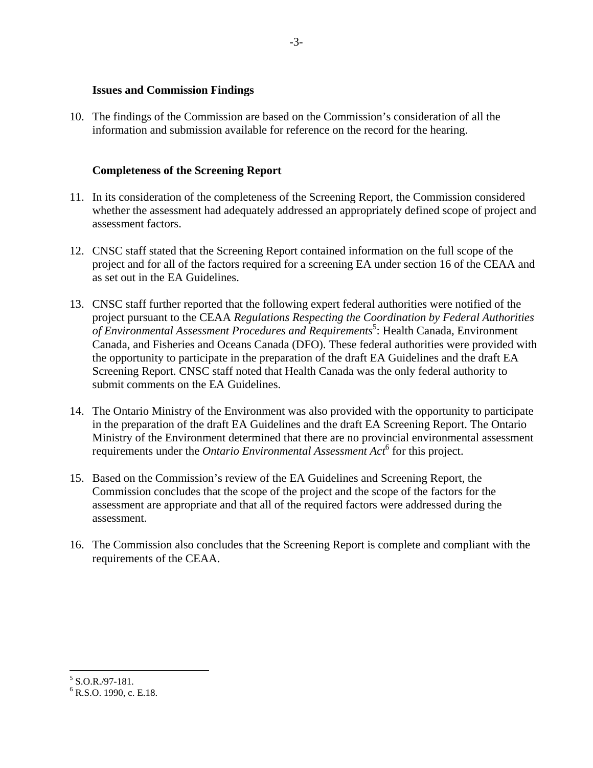### Issues and Commission Findings

10. The findings of the Commission are based on the Commission's consideration of all the information and submission available for reference on the record for the hearing.

### Completeness of the Screening Report

11. In its consideration of the completeness of the Screening Report, the Commission considered whether the assessment had adequately addressed an appropriately defined scope of project and assessment factors.

12. CNSC staff stated that the Screening Report contained information on the full scope of the project and for all of the factors required for a screening EA under section 16 of the CEAA and as set out in the EA Guidelines.

13. CNSC staff further reported that the following expert federal authorities were notified of the project pursuant to the CEAA *Regulations Respecting the Coordination by Federal Authorities of Environmental Assessment Procedures and Requirements*[5]: Health Canada, Environment Canada, and Fisheries and Oceans Canada (DFO). These federal authorities were provided with the opportunity to participate in the preparation of the draft EA Guidelines and the draft EA Screening Report. CNSC staff noted that Health Canada was the only federal authority to submit comments on the EA Guidelines.

14. The Ontario Ministry of the Environment was also provided with the opportunity to participate in the preparation of the draft EA Guidelines and the draft EA Screening Report. The Ontario Ministry of the Environment determined that there are no provincial environmental assessment requirements under the *Ontario Environmental Assessment Act*[6] for this project.

15. Based on the Commission's review of the EA Guidelines and Screening Report, the Commission concludes that the scope of the project and the scope of the factors for the assessment are appropriate and that all of the required factors were addressed during the assessment.

16. The Commission also concludes that the Screening Report is complete and compliant with the requirements of the CEAA.

---

[5] S.O.R./97-181.

[6] R.S.O. 1990, c. E.18.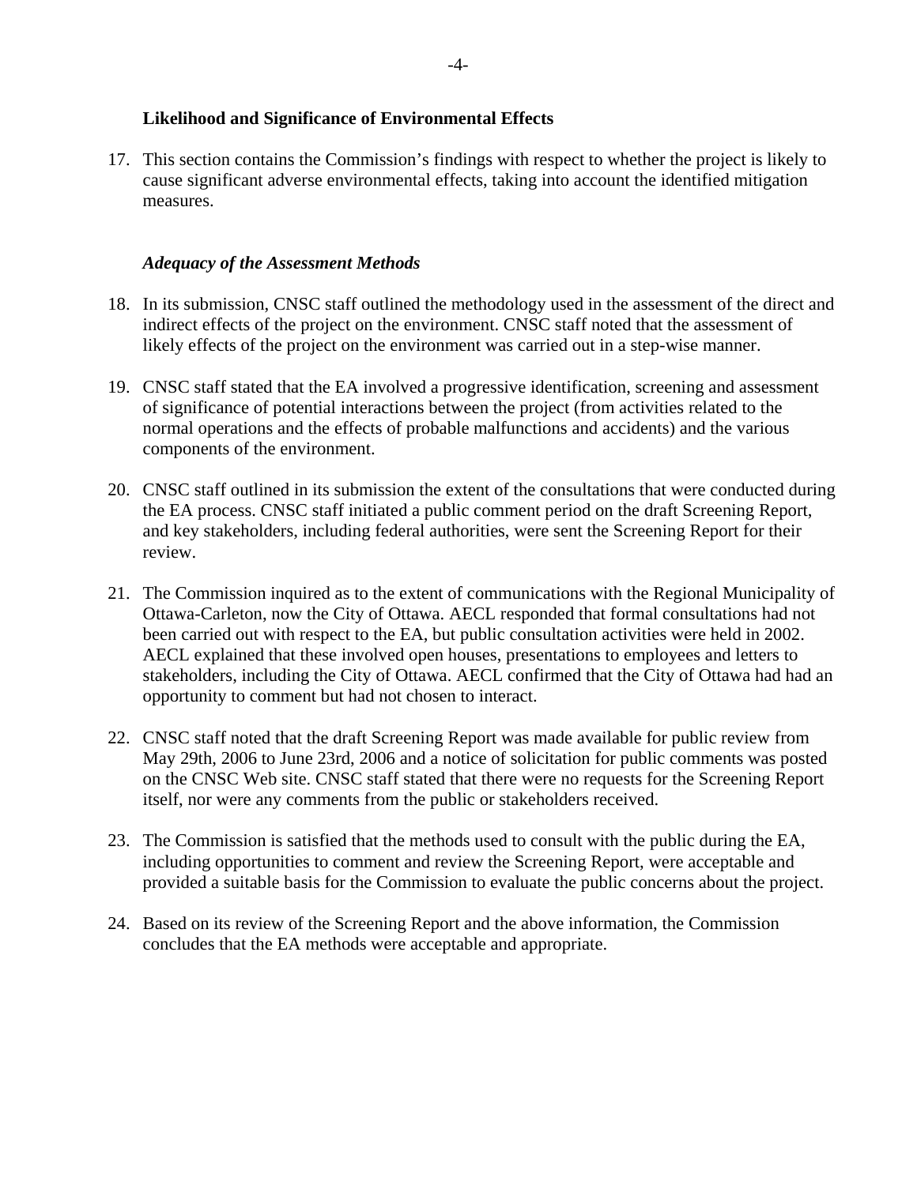### Likelihood and Significance of Environmental Effects

17. This section contains the Commission's findings with respect to whether the project is likely to cause significant adverse environmental effects, taking into account the identified mitigation measures.

#### *Adequacy of the Assessment Methods*

18. In its submission, CNSC staff outlined the methodology used in the assessment of the direct and indirect effects of the project on the environment. CNSC staff noted that the assessment of likely effects of the project on the environment was carried out in a step-wise manner.

19. CNSC staff stated that the EA involved a progressive identification, screening and assessment of significance of potential interactions between the project (from activities related to the normal operations and the effects of probable malfunctions and accidents) and the various components of the environment.

20. CNSC staff outlined in its submission the extent of the consultations that were conducted during the EA process. CNSC staff initiated a public comment period on the draft Screening Report, and key stakeholders, including federal authorities, were sent the Screening Report for their review.

21. The Commission inquired as to the extent of communications with the Regional Municipality of Ottawa-Carleton, now the City of Ottawa. AECL responded that formal consultations had not been carried out with respect to the EA, but public consultation activities were held in 2002. AECL explained that these involved open houses, presentations to employees and letters to stakeholders, including the City of Ottawa. AECL confirmed that the City of Ottawa had had an opportunity to comment but had not chosen to interact.

22. CNSC staff noted that the draft Screening Report was made available for public review from May 29th, 2006 to June 23rd, 2006 and a notice of solicitation for public comments was posted on the CNSC Web site. CNSC staff stated that there were no requests for the Screening Report itself, nor were any comments from the public or stakeholders received.

23. The Commission is satisfied that the methods used to consult with the public during the EA, including opportunities to comment and review the Screening Report, were acceptable and provided a suitable basis for the Commission to evaluate the public concerns about the project.

24. Based on its review of the Screening Report and the above information, the Commission concludes that the EA methods were acceptable and appropriate.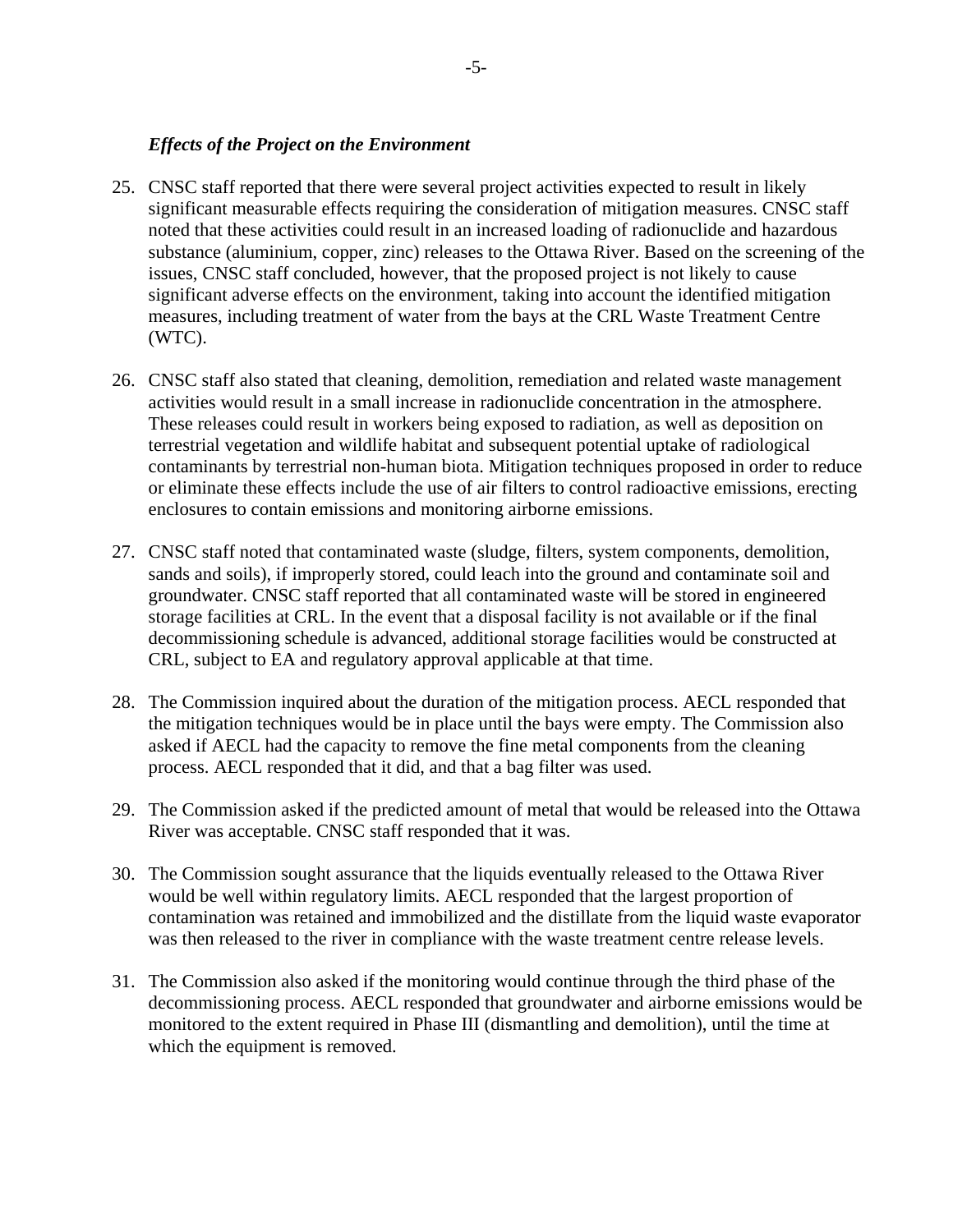*Effects of the Project on the Environment*

25. CNSC staff reported that there were several project activities expected to result in likely significant measurable effects requiring the consideration of mitigation measures. CNSC staff noted that these activities could result in an increased loading of radionuclide and hazardous substance (aluminium, copper, zinc) releases to the Ottawa River. Based on the screening of the issues, CNSC staff concluded, however, that the proposed project is not likely to cause significant adverse effects on the environment, taking into account the identified mitigation measures, including treatment of water from the bays at the CRL Waste Treatment Centre (WTC).

26. CNSC staff also stated that cleaning, demolition, remediation and related waste management activities would result in a small increase in radionuclide concentration in the atmosphere. These releases could result in workers being exposed to radiation, as well as deposition on terrestrial vegetation and wildlife habitat and subsequent potential uptake of radiological contaminants by terrestrial non-human biota. Mitigation techniques proposed in order to reduce or eliminate these effects include the use of air filters to control radioactive emissions, erecting enclosures to contain emissions and monitoring airborne emissions.

27. CNSC staff noted that contaminated waste (sludge, filters, system components, demolition, sands and soils), if improperly stored, could leach into the ground and contaminate soil and groundwater. CNSC staff reported that all contaminated waste will be stored in engineered storage facilities at CRL. In the event that a disposal facility is not available or if the final decommissioning schedule is advanced, additional storage facilities would be constructed at CRL, subject to EA and regulatory approval applicable at that time.

28. The Commission inquired about the duration of the mitigation process. AECL responded that the mitigation techniques would be in place until the bays were empty. The Commission also asked if AECL had the capacity to remove the fine metal components from the cleaning process. AECL responded that it did, and that a bag filter was used.

29. The Commission asked if the predicted amount of metal that would be released into the Ottawa River was acceptable. CNSC staff responded that it was.

30. The Commission sought assurance that the liquids eventually released to the Ottawa River would be well within regulatory limits. AECL responded that the largest proportion of contamination was retained and immobilized and the distillate from the liquid waste evaporator was then released to the river in compliance with the waste treatment centre release levels.

31. The Commission also asked if the monitoring would continue through the third phase of the decommissioning process. AECL responded that groundwater and airborne emissions would be monitored to the extent required in Phase III (dismantling and demolition), until the time at which the equipment is removed.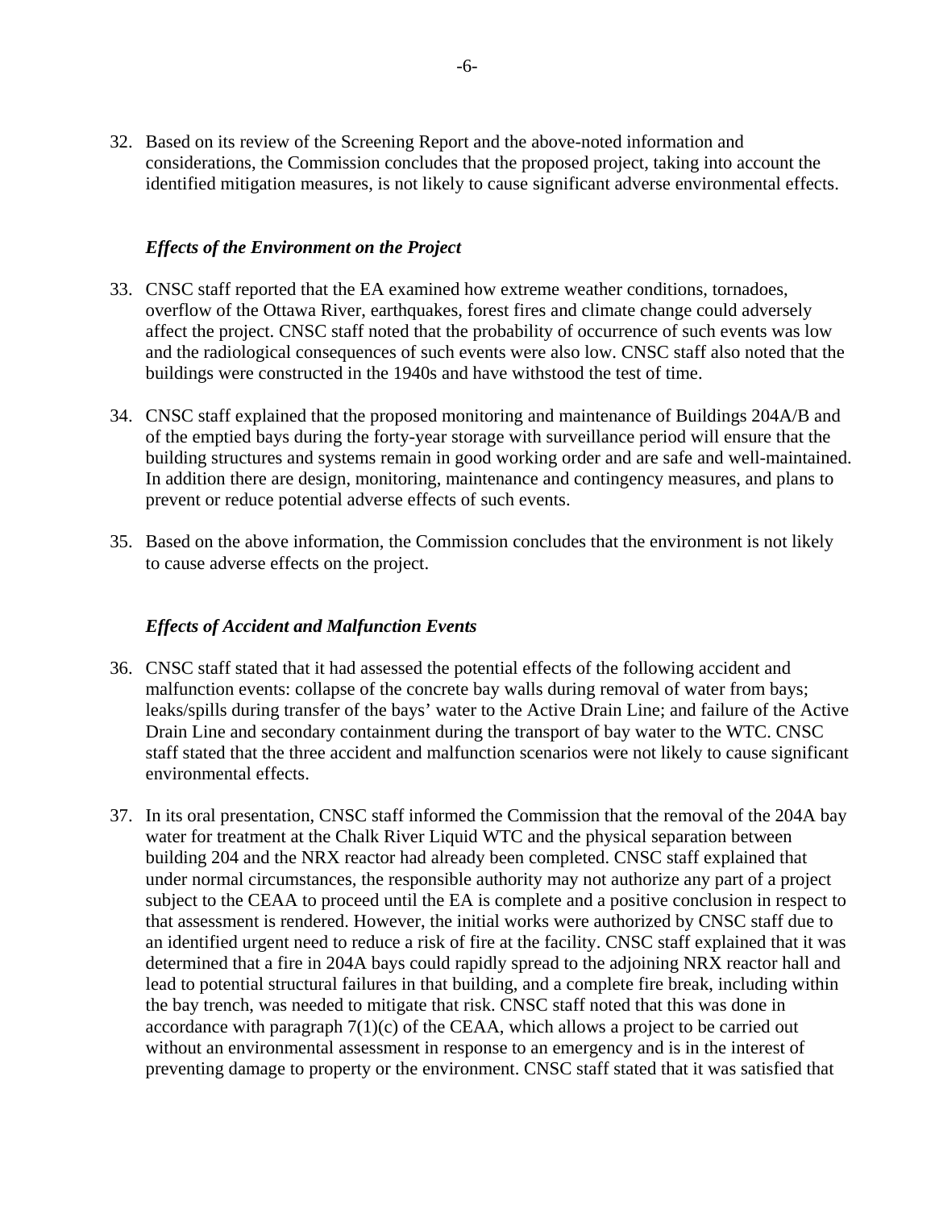32. Based on its review of the Screening Report and the above-noted information and considerations, the Commission concludes that the proposed project, taking into account the identified mitigation measures, is not likely to cause significant adverse environmental effects.

### *Effects of the Environment on the Project*

33. CNSC staff reported that the EA examined how extreme weather conditions, tornadoes, overflow of the Ottawa River, earthquakes, forest fires and climate change could adversely affect the project. CNSC staff noted that the probability of occurrence of such events was low and the radiological consequences of such events were also low. CNSC staff also noted that the buildings were constructed in the 1940s and have withstood the test of time.

34. CNSC staff explained that the proposed monitoring and maintenance of Buildings 204A/B and of the emptied bays during the forty-year storage with surveillance period will ensure that the building structures and systems remain in good working order and are safe and well-maintained. In addition there are design, monitoring, maintenance and contingency measures, and plans to prevent or reduce potential adverse effects of such events.

35. Based on the above information, the Commission concludes that the environment is not likely to cause adverse effects on the project.

### *Effects of Accident and Malfunction Events*

36. CNSC staff stated that it had assessed the potential effects of the following accident and malfunction events: collapse of the concrete bay walls during removal of water from bays; leaks/spills during transfer of the bays' water to the Active Drain Line; and failure of the Active Drain Line and secondary containment during the transport of bay water to the WTC. CNSC staff stated that the three accident and malfunction scenarios were not likely to cause significant environmental effects.

37. In its oral presentation, CNSC staff informed the Commission that the removal of the 204A bay water for treatment at the Chalk River Liquid WTC and the physical separation between building 204 and the NRX reactor had already been completed. CNSC staff explained that under normal circumstances, the responsible authority may not authorize any part of a project subject to the CEAA to proceed until the EA is complete and a positive conclusion in respect to that assessment is rendered. However, the initial works were authorized by CNSC staff due to an identified urgent need to reduce a risk of fire at the facility. CNSC staff explained that it was determined that a fire in 204A bays could rapidly spread to the adjoining NRX reactor hall and lead to potential structural failures in that building, and a complete fire break, including within the bay trench, was needed to mitigate that risk. CNSC staff noted that this was done in accordance with paragraph 7(1)(c) of the CEAA, which allows a project to be carried out without an environmental assessment in response to an emergency and is in the interest of preventing damage to property or the environment. CNSC staff stated that it was satisfied that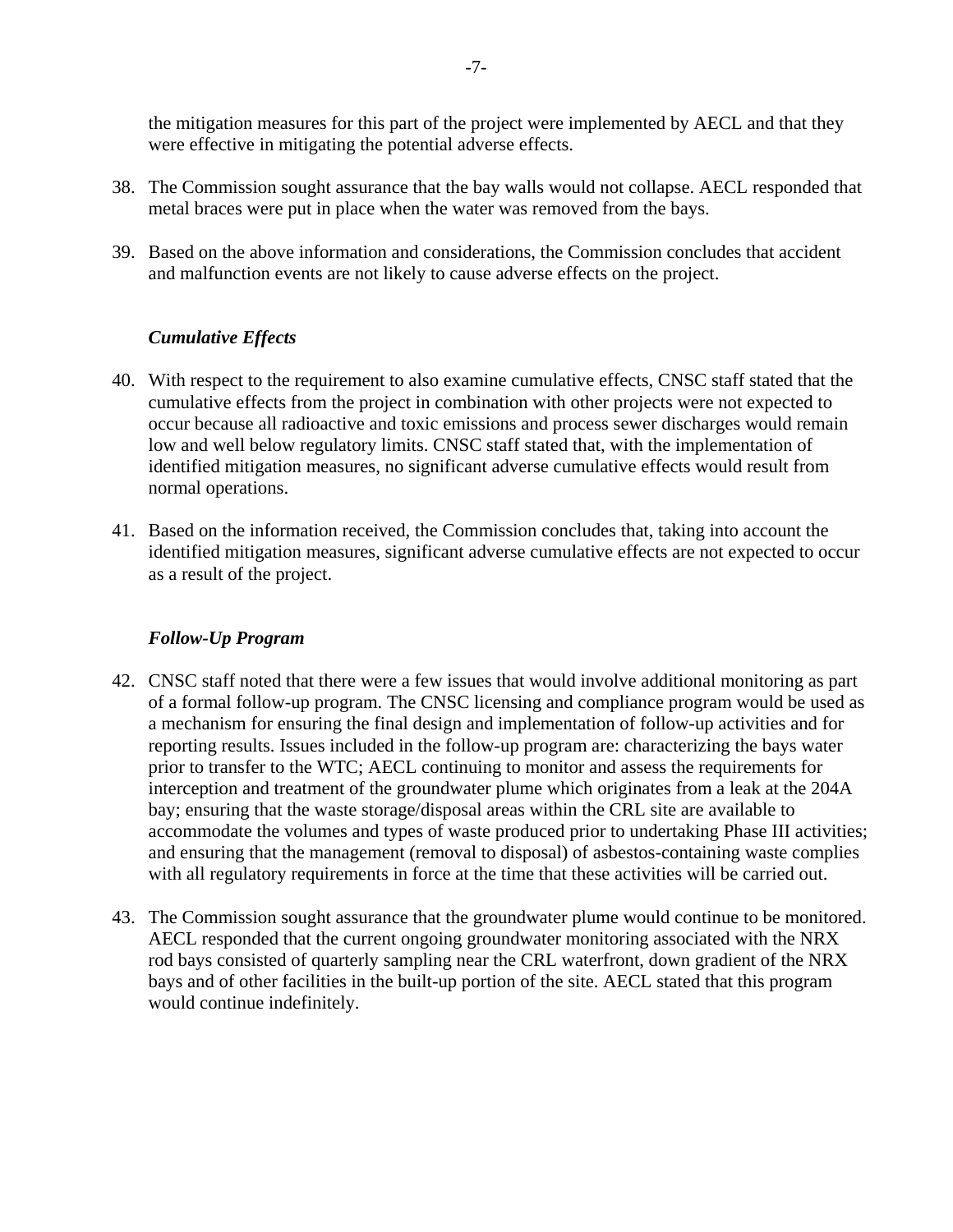the mitigation measures for this part of the project were implemented by AECL and that they were effective in mitigating the potential adverse effects.

38. The Commission sought assurance that the bay walls would not collapse. AECL responded that metal braces were put in place when the water was removed from the bays.

39. Based on the above information and considerations, the Commission concludes that accident and malfunction events are not likely to cause adverse effects on the project.

### *Cumulative Effects*

40. With respect to the requirement to also examine cumulative effects, CNSC staff stated that the cumulative effects from the project in combination with other projects were not expected to occur because all radioactive and toxic emissions and process sewer discharges would remain low and well below regulatory limits. CNSC staff stated that, with the implementation of identified mitigation measures, no significant adverse cumulative effects would result from normal operations.

41. Based on the information received, the Commission concludes that, taking into account the identified mitigation measures, significant adverse cumulative effects are not expected to occur as a result of the project.

### *Follow-Up Program*

42. CNSC staff noted that there were a few issues that would involve additional monitoring as part of a formal follow-up program. The CNSC licensing and compliance program would be used as a mechanism for ensuring the final design and implementation of follow-up activities and for reporting results. Issues included in the follow-up program are: characterizing the bays water prior to transfer to the WTC; AECL continuing to monitor and assess the requirements for interception and treatment of the groundwater plume which originates from a leak at the 204A bay; ensuring that the waste storage/disposal areas within the CRL site are available to accommodate the volumes and types of waste produced prior to undertaking Phase III activities; and ensuring that the management (removal to disposal) of asbestos-containing waste complies with all regulatory requirements in force at the time that these activities will be carried out.

43. The Commission sought assurance that the groundwater plume would continue to be monitored. AECL responded that the current ongoing groundwater monitoring associated with the NRX rod bays consisted of quarterly sampling near the CRL waterfront, down gradient of the NRX bays and of other facilities in the built-up portion of the site. AECL stated that this program would continue indefinitely.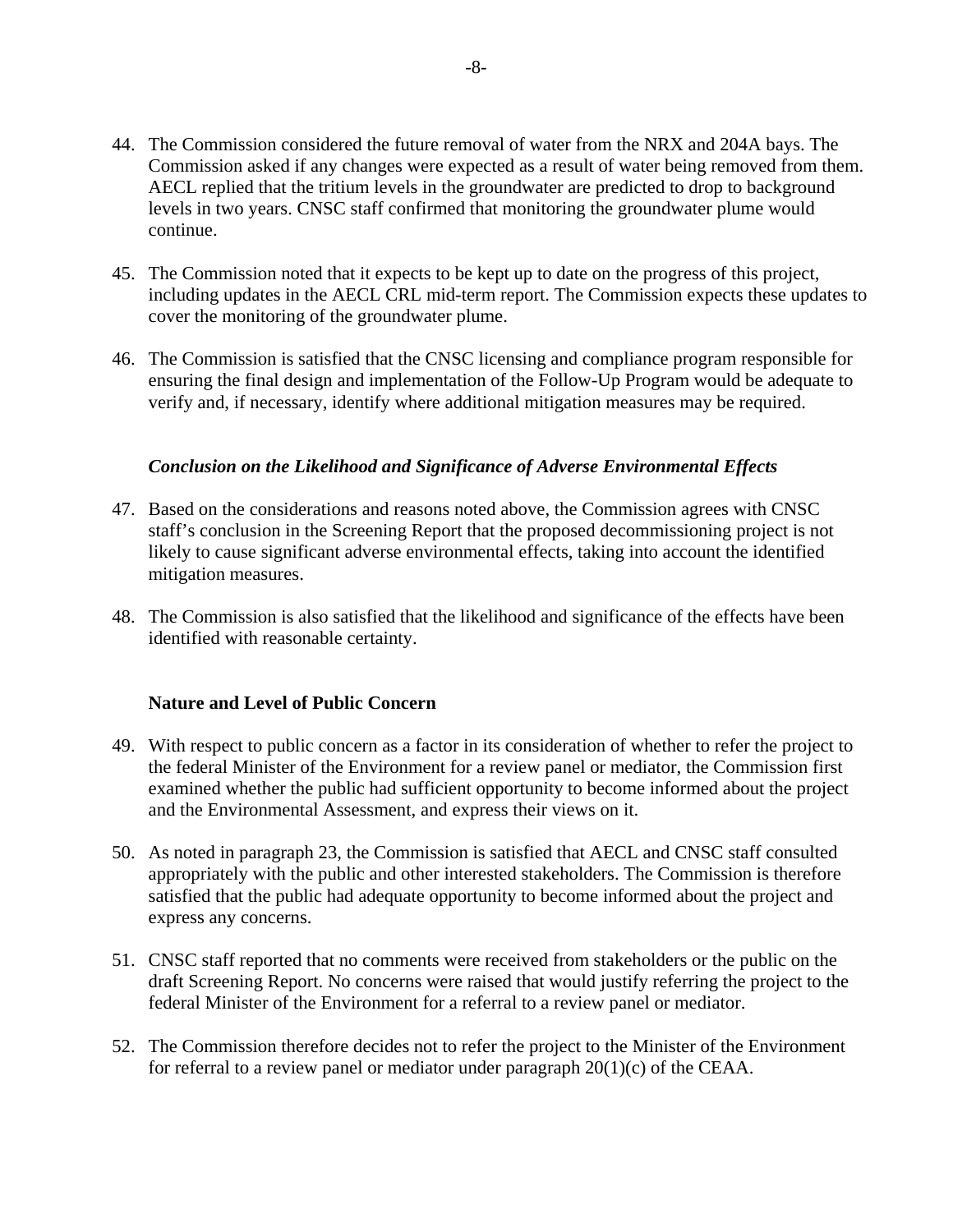44. The Commission considered the future removal of water from the NRX and 204A bays. The Commission asked if any changes were expected as a result of water being removed from them. AECL replied that the tritium levels in the groundwater are predicted to drop to background levels in two years. CNSC staff confirmed that monitoring the groundwater plume would continue.

45. The Commission noted that it expects to be kept up to date on the progress of this project, including updates in the AECL CRL mid-term report. The Commission expects these updates to cover the monitoring of the groundwater plume.

46. The Commission is satisfied that the CNSC licensing and compliance program responsible for ensuring the final design and implementation of the Follow-Up Program would be adequate to verify and, if necessary, identify where additional mitigation measures may be required.

### *Conclusion on the Likelihood and Significance of Adverse Environmental Effects*

47. Based on the considerations and reasons noted above, the Commission agrees with CNSC staff's conclusion in the Screening Report that the proposed decommissioning project is not likely to cause significant adverse environmental effects, taking into account the identified mitigation measures.

48. The Commission is also satisfied that the likelihood and significance of the effects have been identified with reasonable certainty.

## Nature and Level of Public Concern

49. With respect to public concern as a factor in its consideration of whether to refer the project to the federal Minister of the Environment for a review panel or mediator, the Commission first examined whether the public had sufficient opportunity to become informed about the project and the Environmental Assessment, and express their views on it.

50. As noted in paragraph 23, the Commission is satisfied that AECL and CNSC staff consulted appropriately with the public and other interested stakeholders. The Commission is therefore satisfied that the public had adequate opportunity to become informed about the project and express any concerns.

51. CNSC staff reported that no comments were received from stakeholders or the public on the draft Screening Report. No concerns were raised that would justify referring the project to the federal Minister of the Environment for a referral to a review panel or mediator.

52. The Commission therefore decides not to refer the project to the Minister of the Environment for referral to a review panel or mediator under paragraph 20(1)(c) of the CEAA.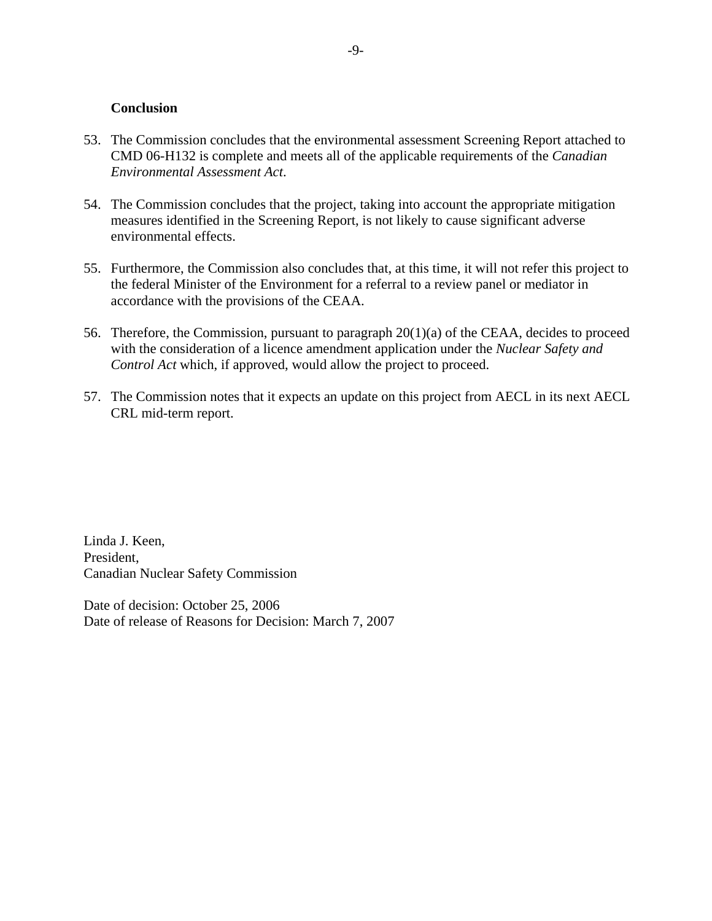**Conclusion**

53. The Commission concludes that the environmental assessment Screening Report attached to CMD 06-H132 is complete and meets all of the applicable requirements of the *Canadian Environmental Assessment Act*.

54. The Commission concludes that the project, taking into account the appropriate mitigation measures identified in the Screening Report, is not likely to cause significant adverse environmental effects.

55. Furthermore, the Commission also concludes that, at this time, it will not refer this project to the federal Minister of the Environment for a referral to a review panel or mediator in accordance with the provisions of the CEAA.

56. Therefore, the Commission, pursuant to paragraph 20(1)(a) of the CEAA, decides to proceed with the consideration of a licence amendment application under the *Nuclear Safety and Control Act* which, if approved, would allow the project to proceed.

57. The Commission notes that it expects an update on this project from AECL in its next AECL CRL mid-term report.

Linda J. Keen,
President,
Canadian Nuclear Safety Commission

Date of decision: October 25, 2006
Date of release of Reasons for Decision: March 7, 2007